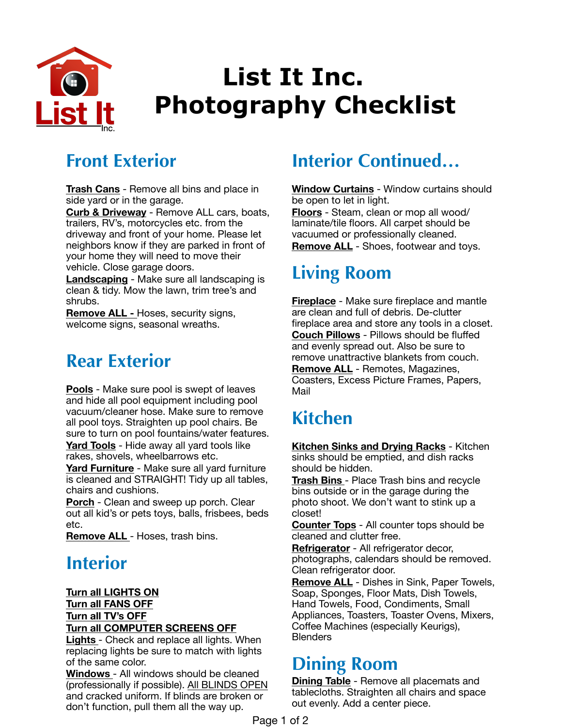# List It Inc. Photography Checklist

## Front Exterior

**Trash Cans** - Remove all bins and place in side yard or in the garage.

**Curb & Driveway** - Remove ALL cars, boats, trailers, RV's, motorcycles etc. from the driveway and front of your home. Please let neighbors know if they are parked in front of your home they will need to move their vehicle. Close garage doors.

**Landscaping** - Make sure all landscaping is clean & tidy. Mow the lawn, trim tree's and shrubs.

**Remove ALL -** Hoses, security signs, welcome signs, seasonal wreaths.

## Rear Exterior

**Pools** - Make sure pool is swept of leaves and hide all pool equipment including pool vacuum/cleaner hose. Make sure to remove all pool toys. Straighten up pool chairs. Be sure to turn on pool fountains/water features.

**Yard Tools** - Hide away all yard tools like rakes, shovels, wheelbarrows etc.

**Yard Furniture** - Make sure all yard furniture is cleaned and STRAIGHT! Tidy up all tables, chairs and cushions.

**Porch** - Clean and sweep up porch. Clear out all kid's or pets toys, balls, frisbees, beds etc.

**Remove ALL** - Hoses, trash bins.

## Interior

**Turn all LIGHTS ON**
**Turn all FANS OFF**
**Turn all TV's OFF**
**Turn all COMPUTER SCREENS OFF**

**Lights** - Check and replace all lights. When replacing lights be sure to match with lights of the same color.

**Windows** - All windows should be cleaned (professionally if possible). All BLINDS OPEN and cracked uniform. If blinds are broken or don't function, pull them all the way up.

## Interior Continued...

**Window Curtains** - Window curtains should be open to let in light.

**Floors** - Steam, clean or mop all wood/laminate/tile floors. All carpet should be vacuumed or professionally cleaned.

**Remove ALL** - Shoes, footwear and toys.

## Living Room

**Fireplace** - Make sure fireplace and mantle are clean and full of debris. De-clutter fireplace area and store any tools in a closet.

**Couch Pillows** - Pillows should be fluffed and evenly spread out. Also be sure to remove unattractive blankets from couch.

**Remove ALL** - Remotes, Magazines, Coasters, Excess Picture Frames, Papers, Mail

## Kitchen

**Kitchen Sinks and Drying Racks** - Kitchen sinks should be emptied, and dish racks should be hidden.

**Trash Bins** - Place Trash bins and recycle bins outside or in the garage during the photo shoot. We don't want to stink up a closet!

**Counter Tops** - All counter tops should be cleaned and clutter free.

**Refrigerator** - All refrigerator decor, photographs, calendars should be removed. Clean refrigerator door.

**Remove ALL** - Dishes in Sink, Paper Towels, Soap, Sponges, Floor Mats, Dish Towels, Hand Towels, Food, Condiments, Small Appliances, Toasters, Toaster Ovens, Mixers, Coffee Machines (especially Keurigs), Blenders

## Dining Room

**Dining Table** - Remove all placemats and tablecloths. Straighten all chairs and space out evenly. Add a center piece.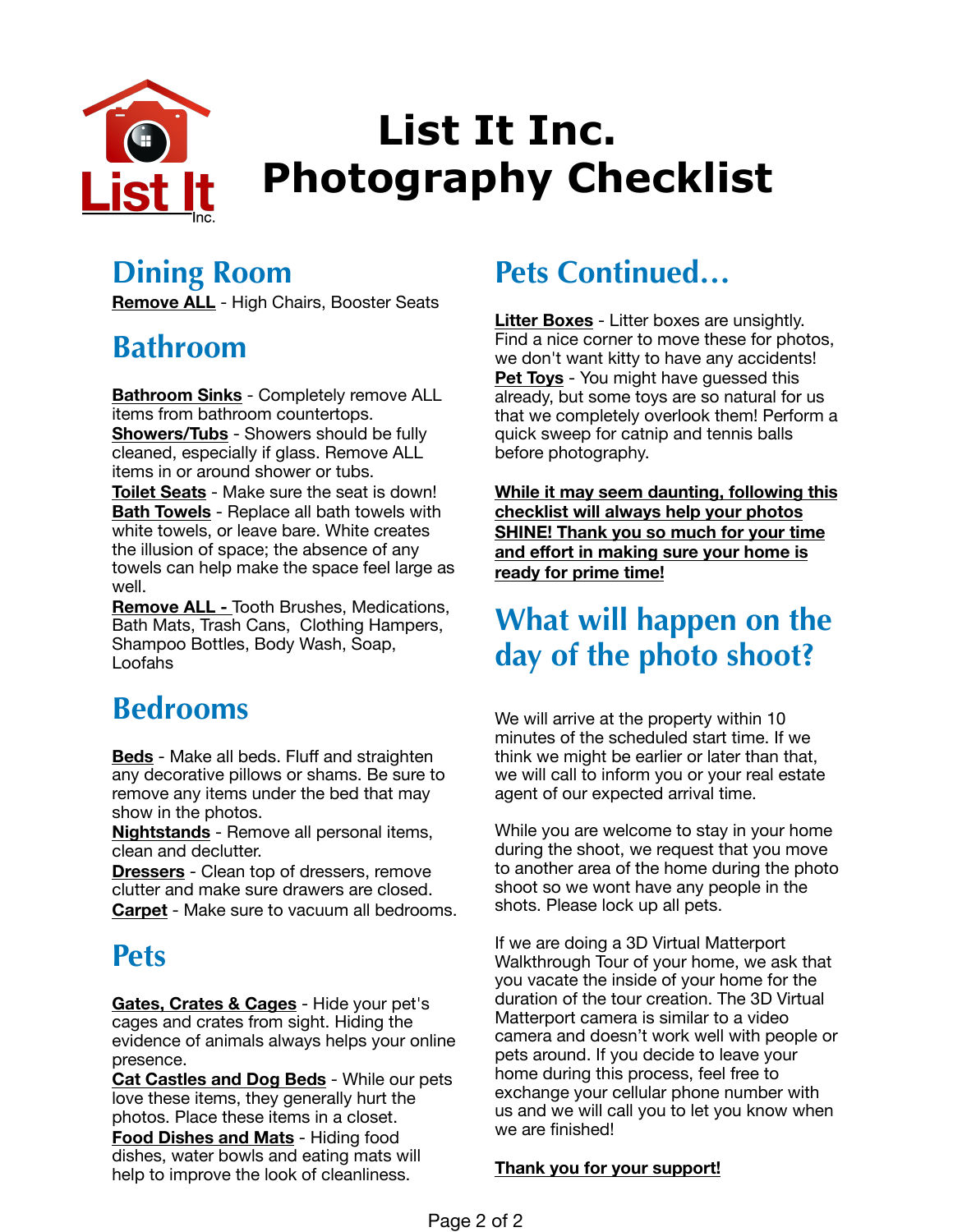# List It Inc. Photography Checklist

## Dining Room

**Remove ALL** - High Chairs, Booster Seats

## Bathroom

**Bathroom Sinks** - Completely remove ALL items from bathroom countertops.
**Showers/Tubs** - Showers should be fully cleaned, especially if glass. Remove ALL items in or around shower or tubs.
**Toilet Seats** - Make sure the seat is down!
**Bath Towels** - Replace all bath towels with white towels, or leave bare. White creates the illusion of space; the absence of any towels can help make the space feel large as well.
**Remove ALL -** Tooth Brushes, Medications, Bath Mats, Trash Cans, Clothing Hampers, Shampoo Bottles, Body Wash, Soap, Loofahs

## Bedrooms

**Beds** - Make all beds. Fluff and straighten any decorative pillows or shams. Be sure to remove any items under the bed that may show in the photos.
**Nightstands** - Remove all personal items, clean and declutter.
**Dressers** - Clean top of dressers, remove clutter and make sure drawers are closed.
**Carpet** - Make sure to vacuum all bedrooms.

## Pets

**Gates, Crates & Cages** - Hide your pet's cages and crates from sight. Hiding the evidence of animals always helps your online presence.
**Cat Castles and Dog Beds** - While our pets love these items, they generally hurt the photos. Place these items in a closet.
**Food Dishes and Mats** - Hiding food dishes, water bowls and eating mats will help to improve the look of cleanliness.

## Pets Continued…

**Litter Boxes** - Litter boxes are unsightly. Find a nice corner to move these for photos, we don't want kitty to have any accidents!
**Pet Toys** - You might have guessed this already, but some toys are so natural for us that we completely overlook them! Perform a quick sweep for catnip and tennis balls before photography.

**While it may seem daunting, following this checklist will always help your photos SHINE! Thank you so much for your time and effort in making sure your home is ready for prime time!**

## What will happen on the day of the photo shoot?

We will arrive at the property within 10 minutes of the scheduled start time. If we think we might be earlier or later than that, we will call to inform you or your real estate agent of our expected arrival time.

While you are welcome to stay in your home during the shoot, we request that you move to another area of the home during the photo shoot so we wont have any people in the shots. Please lock up all pets.

If we are doing a 3D Virtual Matterport Walkthrough Tour of your home, we ask that you vacate the inside of your home for the duration of the tour creation. The 3D Virtual Matterport camera is similar to a video camera and doesn't work well with people or pets around. If you decide to leave your home during this process, feel free to exchange your cellular phone number with us and we will call you to let you know when we are finished!

**Thank you for your support!**